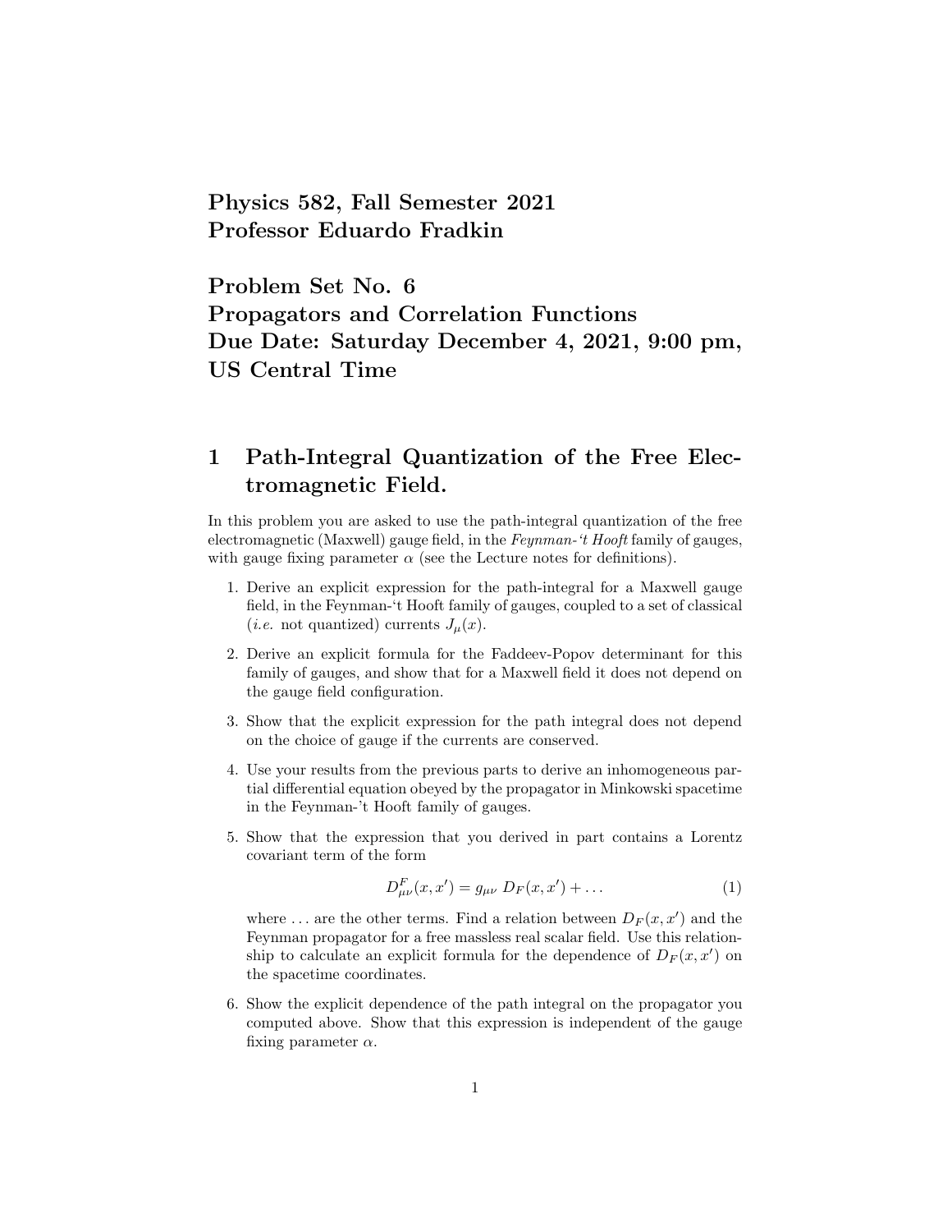**Physics 582, Fall Semester 2021**
**Professor Eduardo Fradkin**

**Problem Set No. 6**
**Propagators and Correlation Functions**
**Due Date: Saturday December 4, 2021, 9:00 pm, US Central Time**

# 1 Path-Integral Quantization of the Free Electromagnetic Field.

In this problem you are asked to use the path-integral quantization of the free electromagnetic (Maxwell) gauge field, in the *Feynman-'t Hooft* family of gauges, with gauge fixing parameter $\alpha$ (see the Lecture notes for definitions).

1. Derive an explicit expression for the path-integral for a Maxwell gauge field, in the Feynman-'t Hooft family of gauges, coupled to a set of classical (*i.e.* not quantized) currents $J_\mu(x)$.

2. Derive an explicit formula for the Faddeev-Popov determinant for this family of gauges, and show that for a Maxwell field it does not depend on the gauge field configuration.

3. Show that the explicit expression for the path integral does not depend on the choice of gauge if the currents are conserved.

4. Use your results from the previous parts to derive an inhomogeneous partial differential equation obeyed by the propagator in Minkowski spacetime in the Feynman-'t Hooft family of gauges.

5. Show that the expression that you derived in part contains a Lorentz covariant term of the form
$$D^F_{\mu\nu}(x, x') = g_{\mu\nu}\ D_F(x, x') + \dots \tag{1}$$
where $\dots$ are the other terms. Find a relation between $D_F(x, x')$ and the Feynman propagator for a free massless real scalar field. Use this relationship to calculate an explicit formula for the dependence of $D_F(x, x')$ on the spacetime coordinates.

6. Show the explicit dependence of the path integral on the propagator you computed above. Show that this expression is independent of the gauge fixing parameter $\alpha$.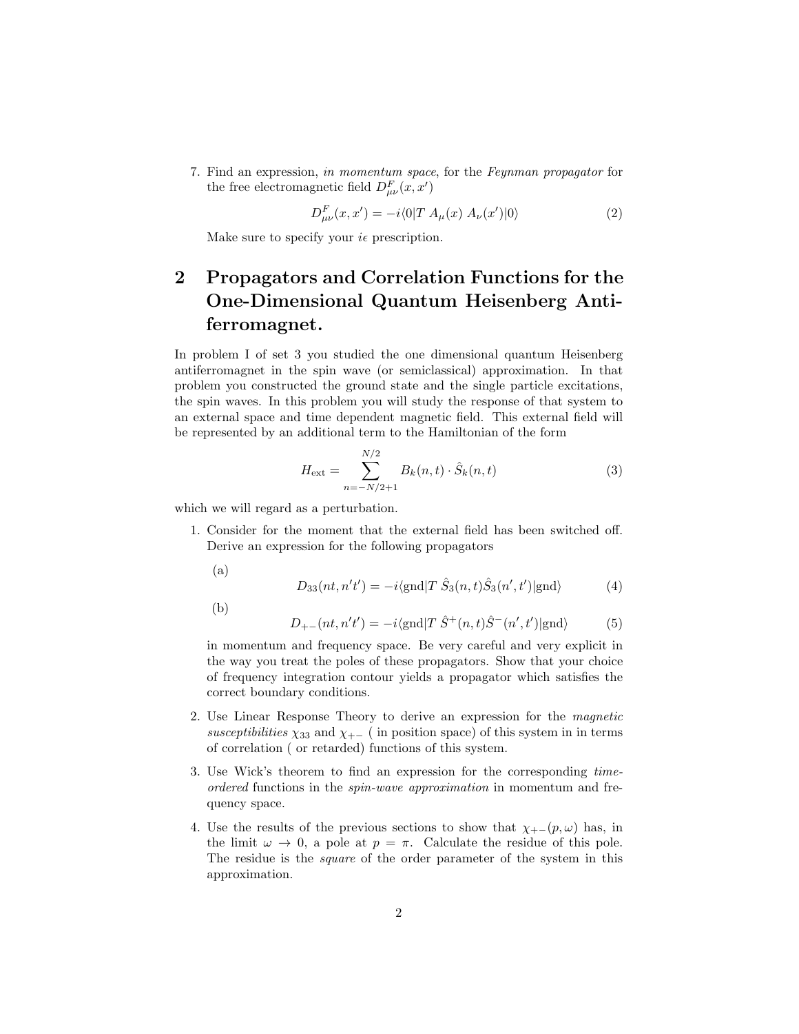7. Find an expression, *in momentum space*, for the *Feynman propagator* for the free electromagnetic field $D^F_{\mu\nu}(x, x')$

$$D^F_{\mu\nu}(x, x') = -i\langle 0|T\, A_\mu(x)\, A_\nu(x')|0\rangle \tag{2}$$

Make sure to specify your $i\epsilon$ prescription.

## 2 Propagators and Correlation Functions for the One-Dimensional Quantum Heisenberg Antiferromagnet.

In problem I of set 3 you studied the one dimensional quantum Heisenberg antiferromagnet in the spin wave (or semiclassical) approximation. In that problem you constructed the ground state and the single particle excitations, the spin waves. In this problem you will study the response of that system to an external space and time dependent magnetic field. This external field will be represented by an additional term to the Hamiltonian of the form

$$H_{\text{ext}} = \sum_{n=-N/2+1}^{N/2} B_k(n,t) \cdot \hat{S}_k(n,t) \tag{3}$$

which we will regard as a perturbation.

1. Consider for the moment that the external field has been switched off. Derive an expression for the following propagators

   (a)
   $$D_{33}(nt, n't') = -i\langle \text{gnd}|T\; \hat{S}_3(n,t)\hat{S}_3(n',t')|\text{gnd}\rangle \tag{4}$$

   (b)
   $$D_{+-}(nt, n't') = -i\langle \text{gnd}|T\; \hat{S}^+(n,t)\hat{S}^-(n',t')|\text{gnd}\rangle \tag{5}$$

   in momentum and frequency space. Be very careful and very explicit in the way you treat the poles of these propagators. Show that your choice of frequency integration contour yields a propagator which satisfies the correct boundary conditions.

2. Use Linear Response Theory to derive an expression for the *magnetic susceptibilities* $\chi_{33}$ and $\chi_{+-}$ ( in position space) of this system in in terms of correlation ( or retarded) functions of this system.

3. Use Wick's theorem to find an expression for the corresponding *time-ordered* functions in the *spin-wave approximation* in momentum and frequency space.

4. Use the results of the previous sections to show that $\chi_{+-}(p, \omega)$ has, in the limit $\omega \to 0$, a pole at $p = \pi$. Calculate the residue of this pole. The residue is the *square* of the order parameter of the system in this approximation.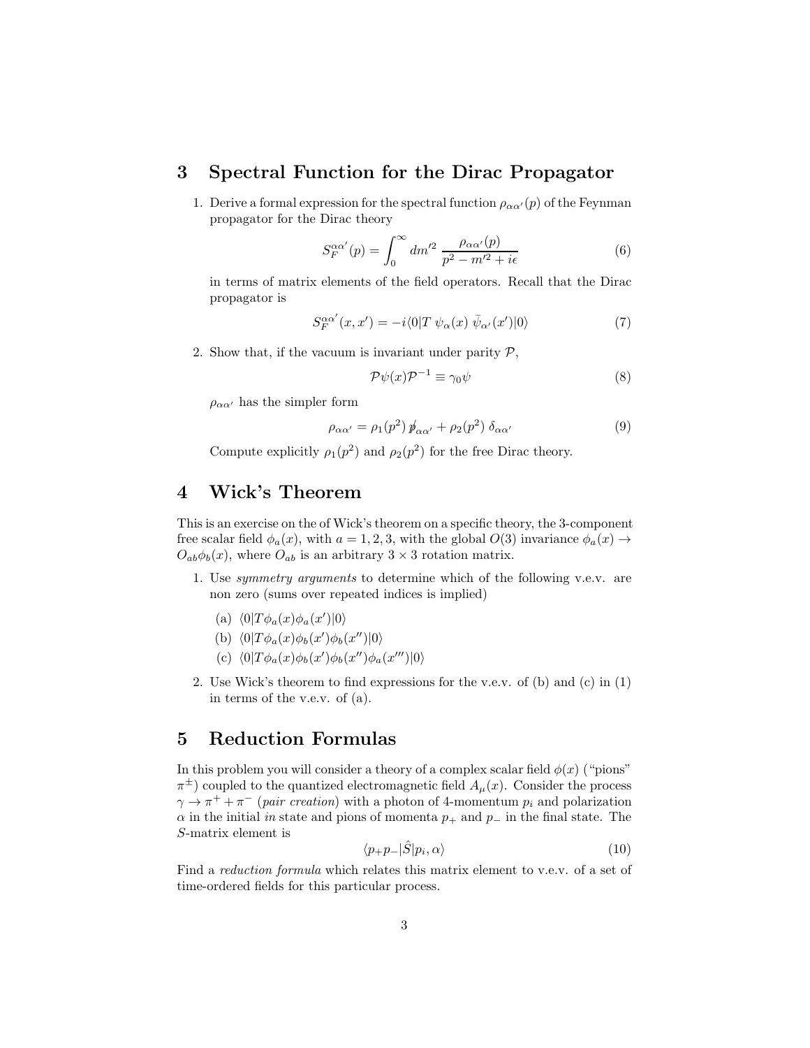## 3 Spectral Function for the Dirac Propagator

1. Derive a formal expression for the spectral function $\rho_{\alpha\alpha'}(p)$ of the Feynman propagator for the Dirac theory

$$S_F^{\alpha\alpha'}(p) = \int_0^\infty dm'^2 \; \frac{\rho_{\alpha\alpha'}(p)}{p^2 - m'^2 + i\epsilon} \tag{6}$$

   in terms of matrix elements of the field operators. Recall that the Dirac propagator is

$$S_F^{\alpha\alpha'}(x, x') = -i\langle 0|T \; \psi_\alpha(x) \; \bar{\psi}_{\alpha'}(x')|0\rangle \tag{7}$$

2. Show that, if the vacuum is invariant under parity $\mathcal{P}$,

$$\mathcal{P}\psi(x)\mathcal{P}^{-1} \equiv \gamma_0\psi \tag{8}$$

   $\rho_{\alpha\alpha'}$ has the simpler form

$$\rho_{\alpha\alpha'} = \rho_1(p^2) \; \not{p}_{\alpha\alpha'} + \rho_2(p^2) \; \delta_{\alpha\alpha'} \tag{9}$$

   Compute explicitly $\rho_1(p^2)$ and $\rho_2(p^2)$ for the free Dirac theory.

## 4 Wick's Theorem

This is an exercise on the of Wick's theorem on a specific theory, the 3-component free scalar field $\phi_a(x)$, with $a = 1, 2, 3$, with the global $O(3)$ invariance $\phi_a(x) \to O_{ab}\phi_b(x)$, where $O_{ab}$ is an arbitrary $3 \times 3$ rotation matrix.

1. Use *symmetry arguments* to determine which of the following v.e.v. are non zero (sums over repeated indices is implied)
   - (a) $\langle 0|T\phi_a(x)\phi_a(x')|0\rangle$
   - (b) $\langle 0|T\phi_a(x)\phi_b(x')\phi_b(x'')|0\rangle$
   - (c) $\langle 0|T\phi_a(x)\phi_b(x')\phi_b(x'')\phi_a(x''')|0\rangle$
2. Use Wick's theorem to find expressions for the v.e.v. of (b) and (c) in (1) in terms of the v.e.v. of (a).

## 5 Reduction Formulas

In this problem you will consider a theory of a complex scalar field $\phi(x)$ ("pions" $\pi^\pm$) coupled to the quantized electromagnetic field $A_\mu(x)$. Consider the process $\gamma \to \pi^+ + \pi^-$ (*pair creation*) with a photon of 4-momentum $p_i$ and polarization $\alpha$ in the initial *in* state and pions of momenta $p_+$ and $p_-$ in the final state. The $S$-matrix element is

$$\langle p_+ p_-|\hat{S}|p_i, \alpha\rangle \tag{10}$$

Find a *reduction formula* which relates this matrix element to v.e.v. of a set of time-ordered fields for this particular process.